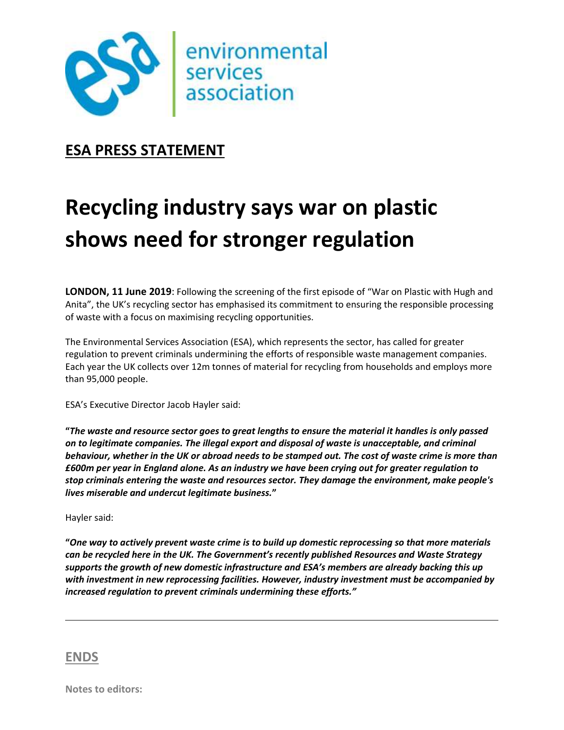environmental services association

**ESA PRESS STATEMENT**

# Recycling industry says war on plastic shows need for stronger regulation

**LONDON, 11 June 2019**: Following the screening of the first episode of "War on Plastic with Hugh and Anita", the UK's recycling sector has emphasised its commitment to ensuring the responsible processing of waste with a focus on maximising recycling opportunities.

The Environmental Services Association (ESA), which represents the sector, has called for greater regulation to prevent criminals undermining the efforts of responsible waste management companies. Each year the UK collects over 12m tonnes of material for recycling from households and employs more than 95,000 people.

ESA's Executive Director Jacob Hayler said:

**"*The waste and resource sector goes to great lengths to ensure the material it handles is only passed on to legitimate companies. The illegal export and disposal of waste is unacceptable, and criminal behaviour, whether in the UK or abroad needs to be stamped out. The cost of waste crime is more than £600m per year in England alone. As an industry we have been crying out for greater regulation to stop criminals entering the waste and resources sector. They damage the environment, make people's lives miserable and undercut legitimate business.*"**

Hayler said:

**"*One way to actively prevent waste crime is to build up domestic reprocessing so that more materials can be recycled here in the UK. The Government's recently published Resources and Waste Strategy supports the growth of new domestic infrastructure and ESA's members are already backing this up with investment in new reprocessing facilities. However, industry investment must be accompanied by increased regulation to prevent criminals undermining these efforts.*"**

---

**ENDS**

**Notes to editors:**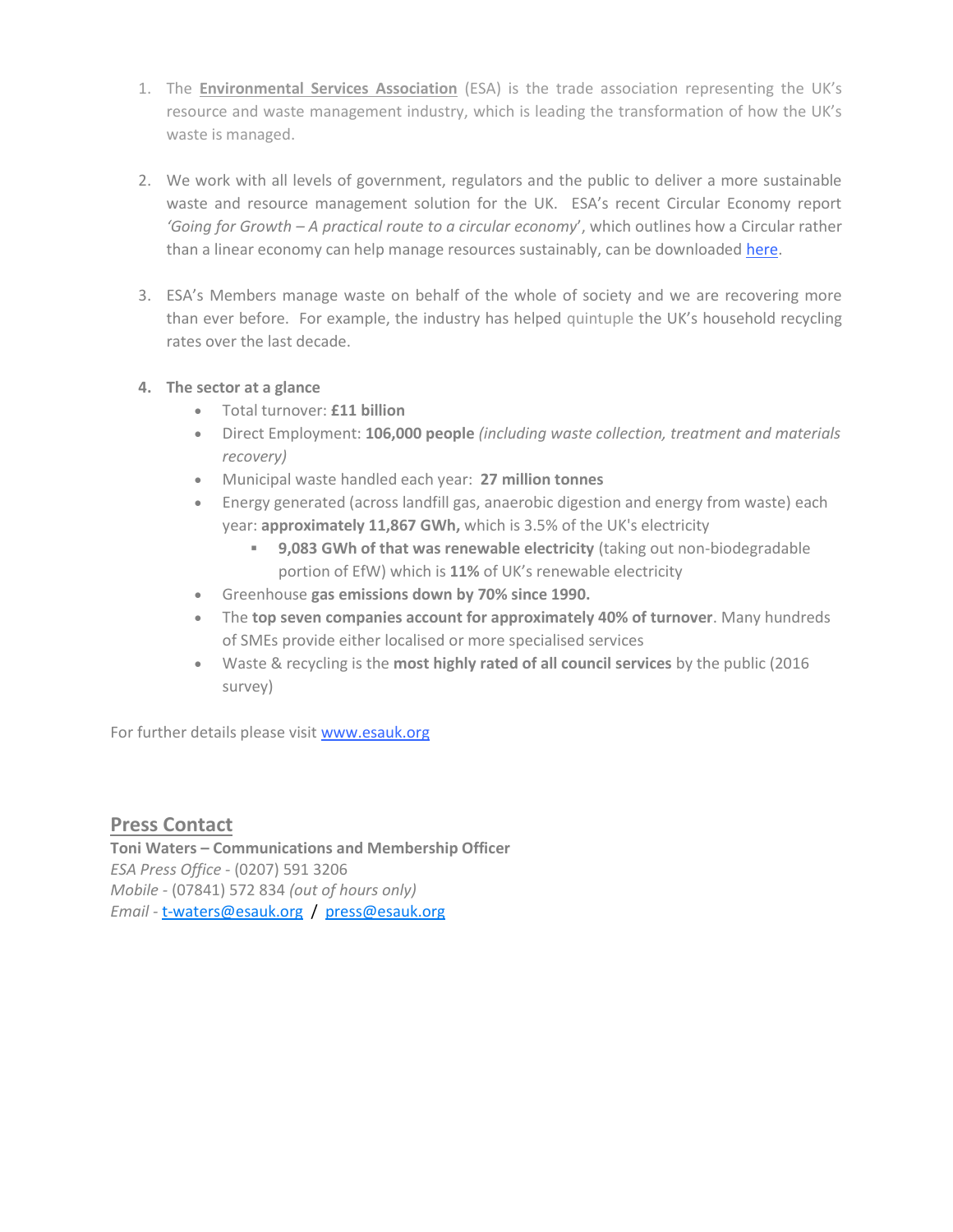1. The **Environmental Services Association** (ESA) is the trade association representing the UK's resource and waste management industry, which is leading the transformation of how the UK's waste is managed.

2. We work with all levels of government, regulators and the public to deliver a more sustainable waste and resource management solution for the UK. ESA's recent Circular Economy report *'Going for Growth – A practical route to a circular economy*', which outlines how a Circular rather than a linear economy can help manage resources sustainably, can be downloaded here.

3. ESA's Members manage waste on behalf of the whole of society and we are recovering more than ever before. For example, the industry has helped quintuple the UK's household recycling rates over the last decade.

4. **The sector at a glance**
   - Total turnover: **£11 billion**
   - Direct Employment: **106,000 people** *(including waste collection, treatment and materials recovery)*
   - Municipal waste handled each year: **27 million tonnes**
   - Energy generated (across landfill gas, anaerobic digestion and energy from waste) each year: **approximately 11,867 GWh,** which is 3.5% of the UK's electricity
     - **9,083 GWh of that was renewable electricity** (taking out non-biodegradable portion of EfW) which is **11%** of UK's renewable electricity
   - Greenhouse **gas emissions down by 70% since 1990.**
   - The **top seven companies account for approximately 40% of turnover**. Many hundreds of SMEs provide either localised or more specialised services
   - Waste & recycling is the **most highly rated of all council services** by the public (2016 survey)

For further details please visit www.esauk.org

## Press Contact

**Toni Waters – Communications and Membership Officer**
*ESA Press Office* - (0207) 591 3206
*Mobile* - (07841) 572 834 *(out of hours only)*
*Email* - t-waters@esauk.org / press@esauk.org